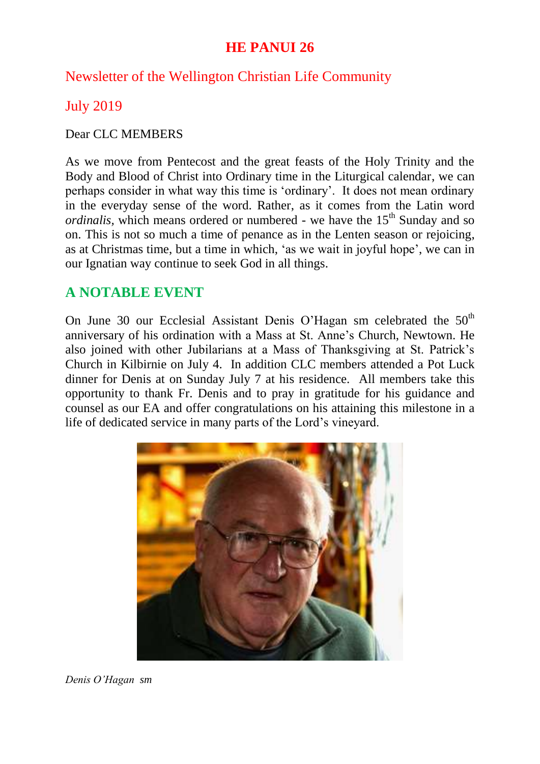# HE PANUI 26

## Newsletter of the Wellington Christian Life Community

## July 2019

Dear CLC MEMBERS

As we move from Pentecost and the great feasts of the Holy Trinity and the Body and Blood of Christ into Ordinary time in the Liturgical calendar, we can perhaps consider in what way this time is 'ordinary'. It does not mean ordinary in the everyday sense of the word. Rather, as it comes from the Latin word *ordinalis*, which means ordered or numbered - we have the 15th Sunday and so on. This is not so much a time of penance as in the Lenten season or rejoicing, as at Christmas time, but a time in which, 'as we wait in joyful hope', we can in our Ignatian way continue to seek God in all things.

## A NOTABLE EVENT

On June 30 our Ecclesial Assistant Denis O'Hagan sm celebrated the 50th anniversary of his ordination with a Mass at St. Anne's Church, Newtown. He also joined with other Jubilarians at a Mass of Thanksgiving at St. Patrick's Church in Kilbirnie on July 4. In addition CLC members attended a Pot Luck dinner for Denis at on Sunday July 7 at his residence. All members take this opportunity to thank Fr. Denis and to pray in gratitude for his guidance and counsel as our EA and offer congratulations on his attaining this milestone in a life of dedicated service in many parts of the Lord's vineyard.

*Denis O'Hagan sm*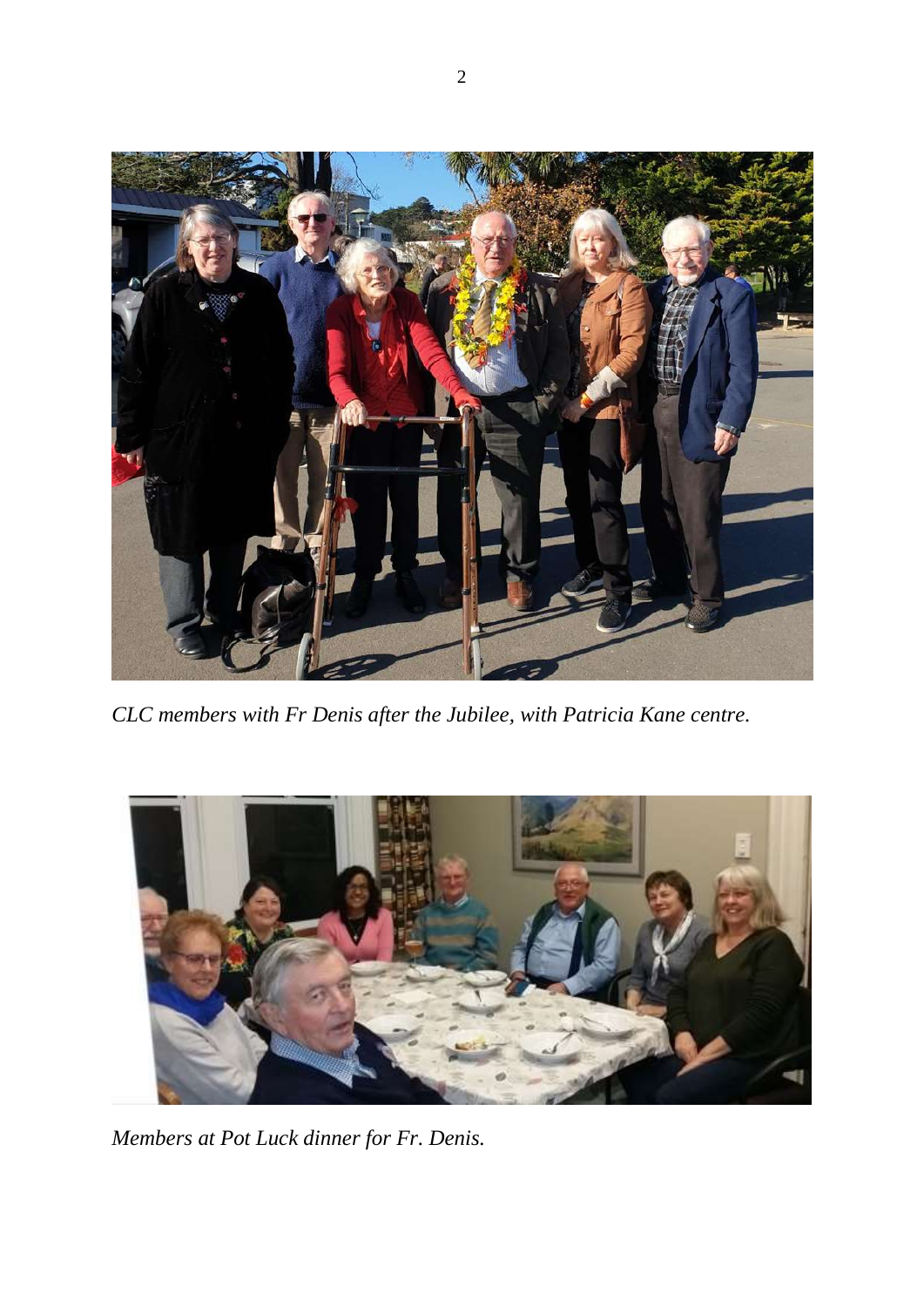*CLC members with Fr Denis after the Jubilee, with Patricia Kane centre.*

*Members at Pot Luck dinner for Fr. Denis.*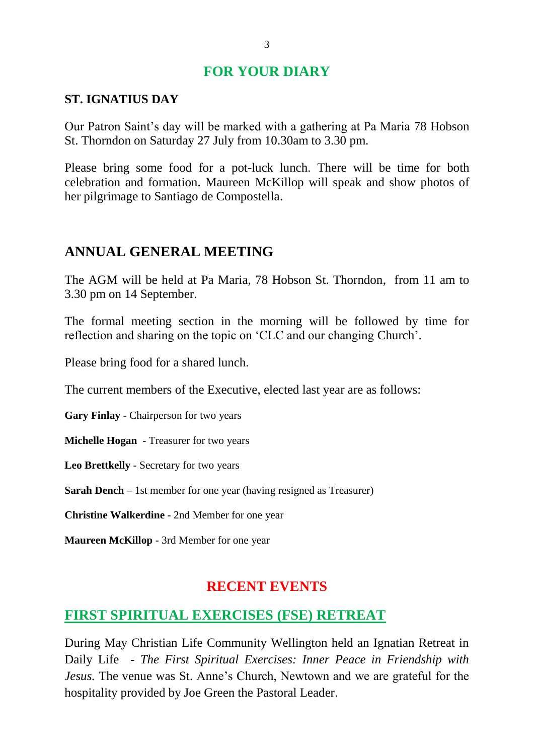## FOR YOUR DIARY

### ST. IGNATIUS DAY

Our Patron Saint's day will be marked with a gathering at Pa Maria 78 Hobson St. Thorndon on Saturday 27 July from 10.30am to 3.30 pm.

Please bring some food for a pot-luck lunch. There will be time for both celebration and formation. Maureen McKillop will speak and show photos of her pilgrimage to Santiago de Compostella.

## ANNUAL GENERAL MEETING

The AGM will be held at Pa Maria, 78 Hobson St. Thorndon, from 11 am to 3.30 pm on 14 September.

The formal meeting section in the morning will be followed by time for reflection and sharing on the topic on 'CLC and our changing Church'.

Please bring food for a shared lunch.

The current members of the Executive, elected last year are as follows:

**Gary Finlay** - Chairperson for two years

**Michelle Hogan** - Treasurer for two years

**Leo Brettkelly** - Secretary for two years

**Sarah Dench** – 1st member for one year (having resigned as Treasurer)

**Christine Walkerdine** - 2nd Member for one year

**Maureen McKillop** - 3rd Member for one year

## RECENT EVENTS

## FIRST SPIRITUAL EXERCISES (FSE) RETREAT

During May Christian Life Community Wellington held an Ignatian Retreat in Daily Life - *The First Spiritual Exercises: Inner Peace in Friendship with Jesus.* The venue was St. Anne's Church, Newtown and we are grateful for the hospitality provided by Joe Green the Pastoral Leader.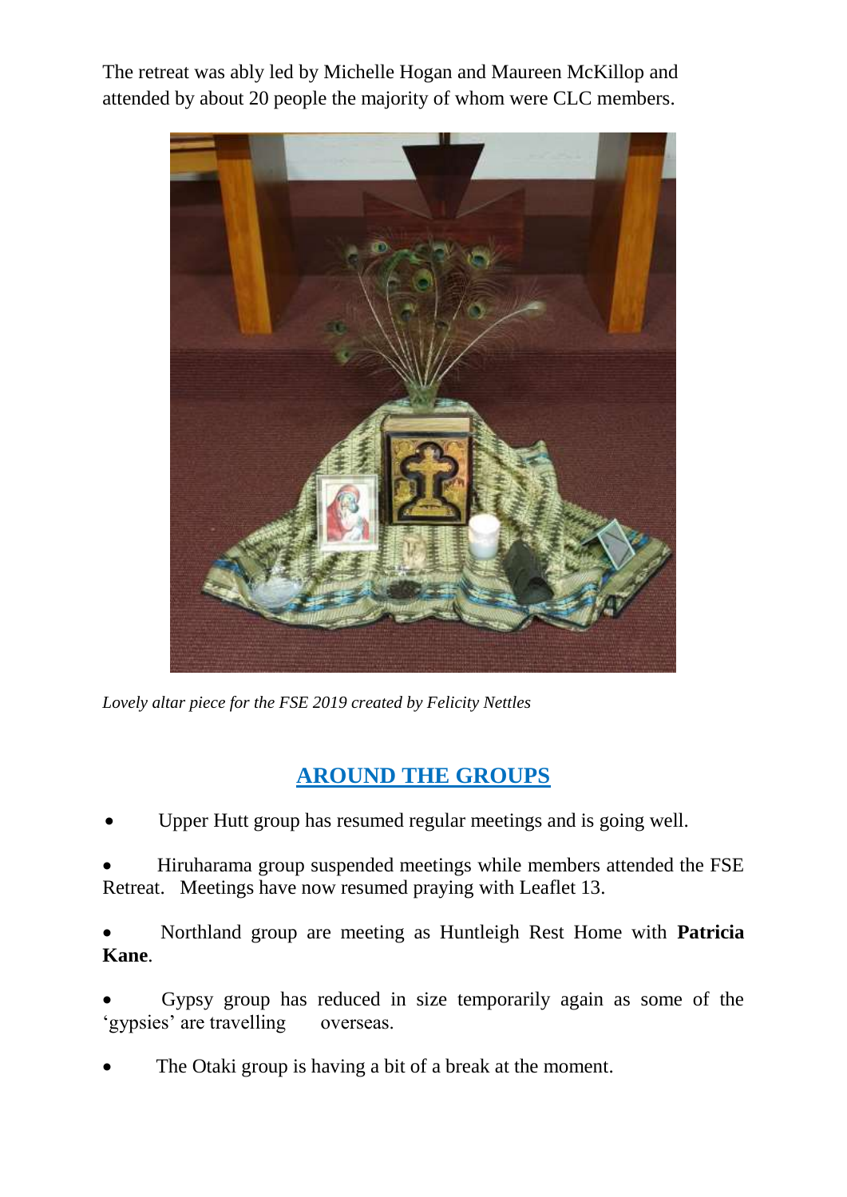The retreat was ably led by Michelle Hogan and Maureen McKillop and attended by about 20 people the majority of whom were CLC members.

*Lovely altar piece for the FSE 2019 created by Felicity Nettles*

## AROUND THE GROUPS

- Upper Hutt group has resumed regular meetings and is going well.
- Hiruharama group suspended meetings while members attended the FSE Retreat. Meetings have now resumed praying with Leaflet 13.
- Northland group are meeting as Huntleigh Rest Home with **Patricia Kane**.
- Gypsy group has reduced in size temporarily again as some of the 'gypsies' are travelling overseas.
- The Otaki group is having a bit of a break at the moment.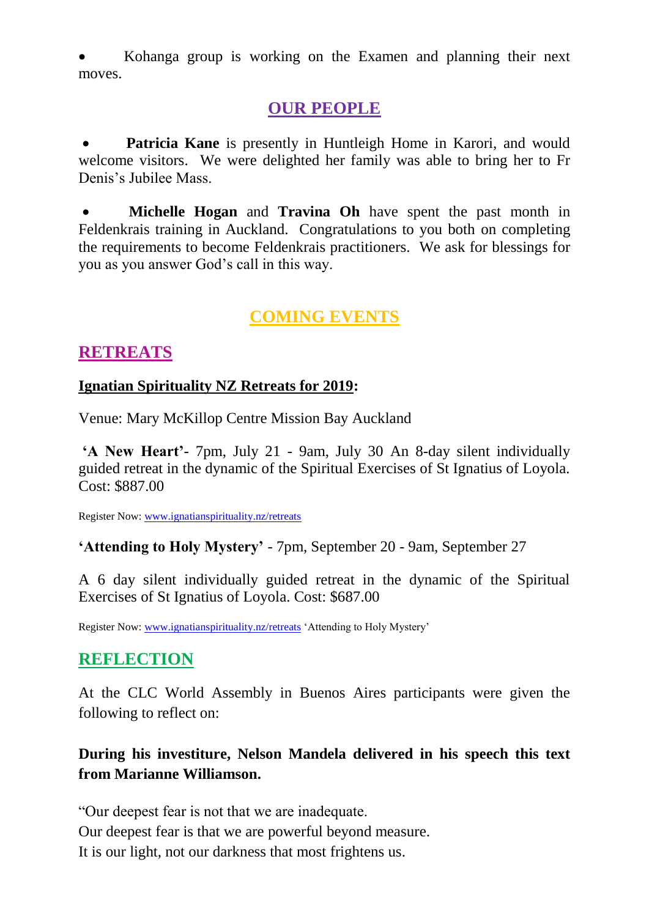- Kohanga group is working on the Examen and planning their next moves.

## OUR PEOPLE

- **Patricia Kane** is presently in Huntleigh Home in Karori, and would welcome visitors. We were delighted her family was able to bring her to Fr Denis's Jubilee Mass.

- **Michelle Hogan** and **Travina Oh** have spent the past month in Feldenkrais training in Auckland. Congratulations to you both on completing the requirements to become Feldenkrais practitioners. We ask for blessings for you as you answer God's call in this way.

## COMING EVENTS

## RETREATS

**Ignatian Spirituality NZ Retreats for 2019:**

Venue: Mary McKillop Centre Mission Bay Auckland

**'A New Heart'**- 7pm, July 21 - 9am, July 30 An 8-day silent individually guided retreat in the dynamic of the Spiritual Exercises of St Ignatius of Loyola. Cost: $887.00

Register Now: www.ignatianspirituality.nz/retreats

**'Attending to Holy Mystery'** - 7pm, September 20 - 9am, September 27

A 6 day silent individually guided retreat in the dynamic of the Spiritual Exercises of St Ignatius of Loyola. Cost: $687.00

Register Now: www.ignatianspirituality.nz/retreats 'Attending to Holy Mystery'

## REFLECTION

At the CLC World Assembly in Buenos Aires participants were given the following to reflect on:

**During his investiture, Nelson Mandela delivered in his speech this text from Marianne Williamson.**

"Our deepest fear is not that we are inadequate.
Our deepest fear is that we are powerful beyond measure.
It is our light, not our darkness that most frightens us.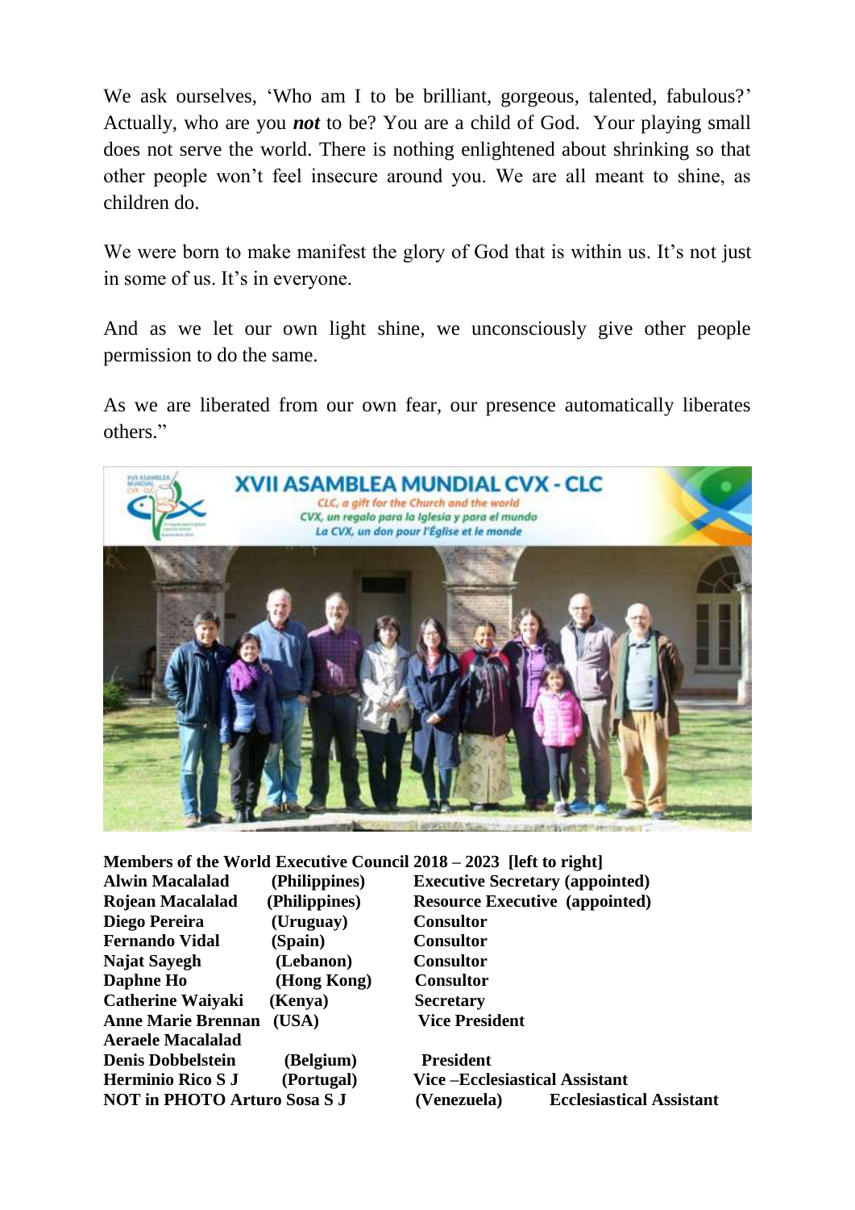We ask ourselves, 'Who am I to be brilliant, gorgeous, talented, fabulous?' Actually, who are you ***not*** to be? You are a child of God. Your playing small does not serve the world. There is nothing enlightened about shrinking so that other people won't feel insecure around you. We are all meant to shine, as children do.

We were born to make manifest the glory of God that is within us. It's not just in some of us. It's in everyone.

And as we let our own light shine, we unconsciously give other people permission to do the same.

As we are liberated from our own fear, our presence automatically liberates others."

**Members of the World Executive Council 2018 – 2023 [left to right]**

| | | |
|---|---|---|
| **Alwin Macalalad** | **(Philippines)** | **Executive Secretary (appointed)** |
| **Rojean Macalalad** | **(Philippines)** | **Resource Executive (appointed)** |
| **Diego Pereira** | **(Uruguay)** | **Consultor** |
| **Fernando Vidal** | **(Spain)** | **Consultor** |
| **Najat Sayegh** | **(Lebanon)** | **Consultor** |
| **Daphne Ho** | **(Hong Kong)** | **Consultor** |
| **Catherine Waiyaki** | **(Kenya)** | **Secretary** |
| **Anne Marie Brennan** | **(USA)** | **Vice President** |
| **Aeraele Macalalad** | | |
| **Denis Dobbelstein** | **(Belgium)** | **President** |
| **Herminio Rico S J** | **(Portugal)** | **Vice –Ecclesiastical Assistant** |
| **NOT in PHOTO Arturo Sosa S J** | **(Venezuela)** | **Ecclesiastical Assistant** |